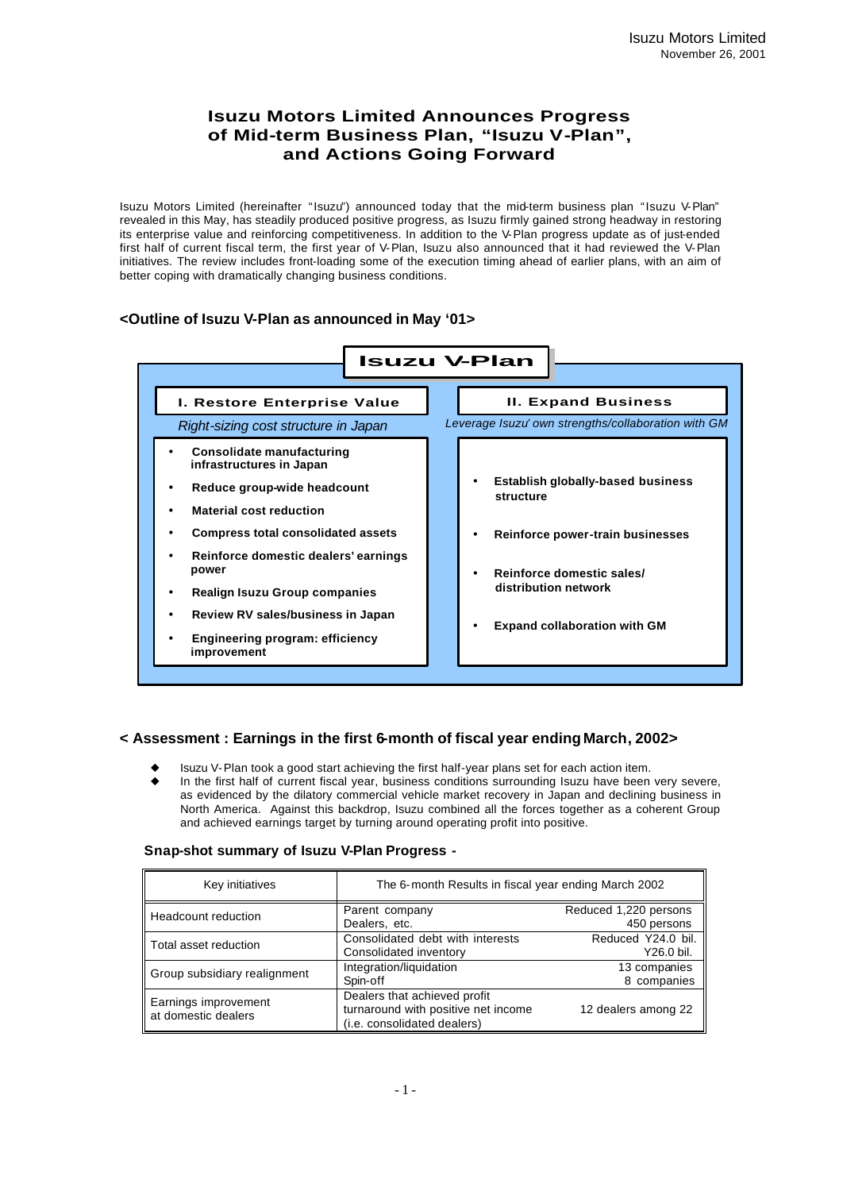Isuzu Motors Limited
November 26, 2001

# Isuzu Motors Limited Announces Progress of Mid-term Business Plan, "Isuzu V-Plan", and Actions Going Forward

Isuzu Motors Limited (hereinafter "Isuzu") announced today that the mid-term business plan "Isuzu V-Plan" revealed in this May, has steadily produced positive progress, as Isuzu firmly gained strong headway in restoring its enterprise value and reinforcing competitiveness. In addition to the V-Plan progress update as of just-ended first half of current fiscal term, the first year of V-Plan, Isuzu also announced that it had reviewed the V-Plan initiatives. The review includes front-loading some of the execution timing ahead of earlier plans, with an aim of better coping with dramatically changing business conditions.

## <Outline of Isuzu V-Plan as announced in May '01>

**Isuzu V-Plan**

**I. Restore Enterprise Value**

*Right-sizing cost structure in Japan*

- **Consolidate manufacturing infrastructures in Japan**
- **Reduce group-wide headcount**
- **Material cost reduction**
- **Compress total consolidated assets**
- **Reinforce domestic dealers' earnings power**
- **Realign Isuzu Group companies**
- **Review RV sales/business in Japan**
- **Engineering program: efficiency improvement**

**II. Expand Business**

*Leverage Isuzu' own strengths/collaboration with GM*

- **Establish globally-based business structure**
- **Reinforce power-train businesses**
- **Reinforce domestic sales/ distribution network**
- **Expand collaboration with GM**

## < Assessment : Earnings in the first 6-month of fiscal year ending March, 2002>

- Isuzu V-Plan took a good start achieving the first half-year plans set for each action item.
- In the first half of current fiscal year, business conditions surrounding Isuzu have been very severe, as evidenced by the dilatory commercial vehicle market recovery in Japan and declining business in North America. Against this backdrop, Isuzu combined all the forces together as a coherent Group and achieved earnings target by turning around operating profit into positive.

### Snap-shot summary of Isuzu V-Plan Progress -

| Key initiatives | The 6-month Results in fiscal year ending March 2002 | |
|---|---|---|
| Headcount reduction | Parent company<br>Dealers, etc. | Reduced 1,220 persons<br>450 persons |
| Total asset reduction | Consolidated debt with interests<br>Consolidated inventory | Reduced Y24.0 bil.<br>Y26.0 bil. |
| Group subsidiary realignment | Integration/liquidation<br>Spin-off | 13 companies<br>8 companies |
| Earnings improvement at domestic dealers | Dealers that achieved profit turnaround with positive net income (i.e. consolidated dealers) | 12 dealers among 22 |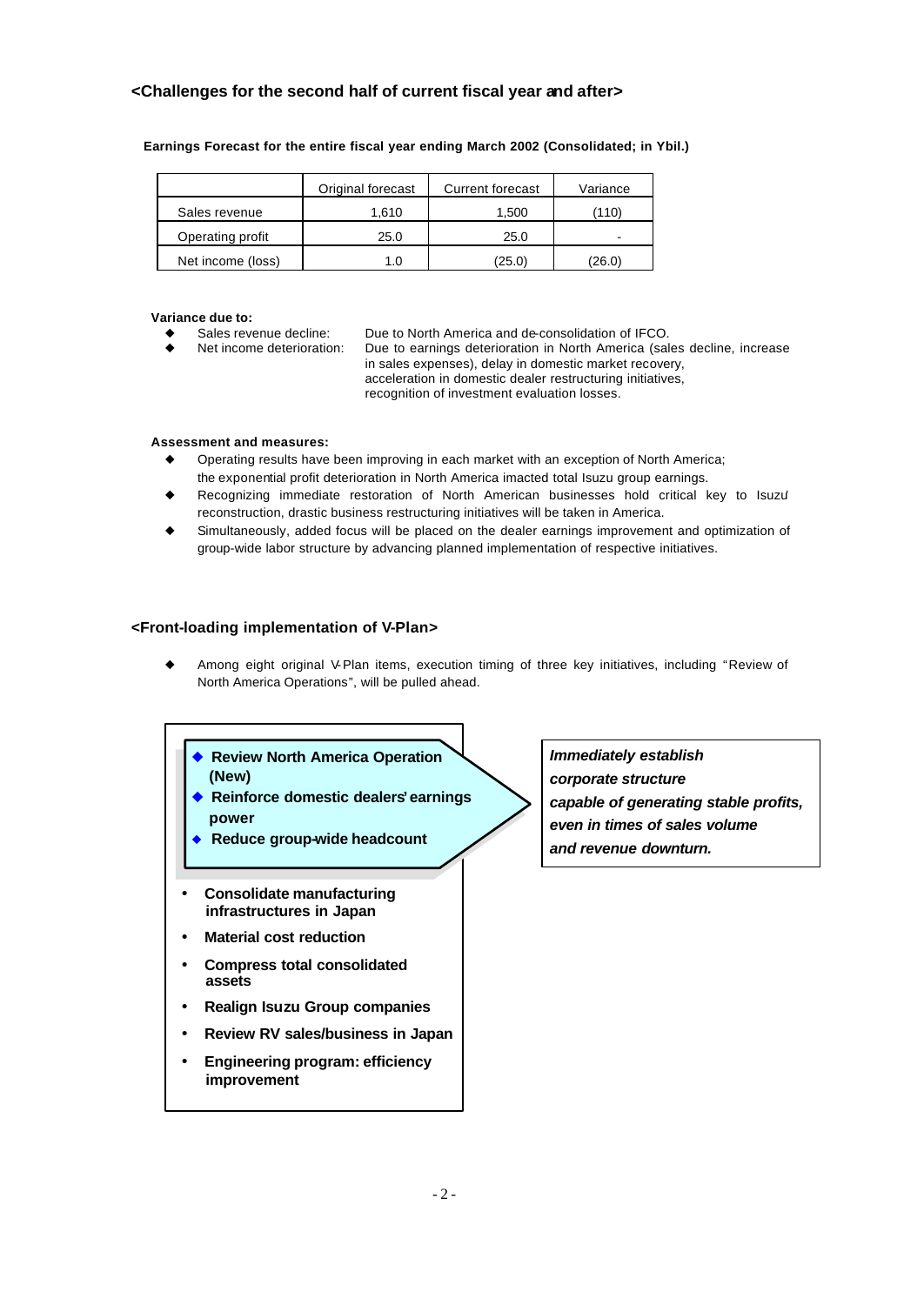## <Challenges for the second half of current fiscal year and after>

**Earnings Forecast for the entire fiscal year ending March 2002 (Consolidated; in Ybil.)**

| | Original forecast | Current forecast | Variance |
|---|---|---|---|
| Sales revenue | 1,610 | 1,500 | (110) |
| Operating profit | 25.0 | 25.0 | - |
| Net income (loss) | 1.0 | (25.0) | (26.0) |

**Variance due to:**

- Sales revenue decline: Due to North America and de-consolidation of IFCO.
- Net income deterioration: Due to earnings deterioration in North America (sales decline, increase in sales expenses), delay in domestic market recovery, acceleration in domestic dealer restructuring initiatives, recognition of investment evaluation losses.

**Assessment and measures:**

- Operating results have been improving in each market with an exception of North America; the exponential profit deterioration in North America imacted total Isuzu group earnings.
- Recognizing immediate restoration of North American businesses hold critical key to Isuzu reconstruction, drastic business restructuring initiatives will be taken in America.
- Simultaneously, added focus will be placed on the dealer earnings improvement and optimization of group-wide labor structure by advancing planned implementation of respective initiatives.

## <Front-loading implementation of V-Plan>

- Among eight original V-Plan items, execution timing of three key initiatives, including "Review of North America Operations", will be pulled ahead.

- **Review North America Operation (New)**
- **Reinforce domestic dealers' earnings power**
- **Reduce group-wide headcount**

***Immediately establish corporate structure capable of generating stable profits, even in times of sales volume and revenue downturn.***

- **Consolidate manufacturing infrastructures in Japan**
- **Material cost reduction**
- **Compress total consolidated assets**
- **Realign Isuzu Group companies**
- **Review RV sales/business in Japan**
- **Engineering program: efficiency improvement**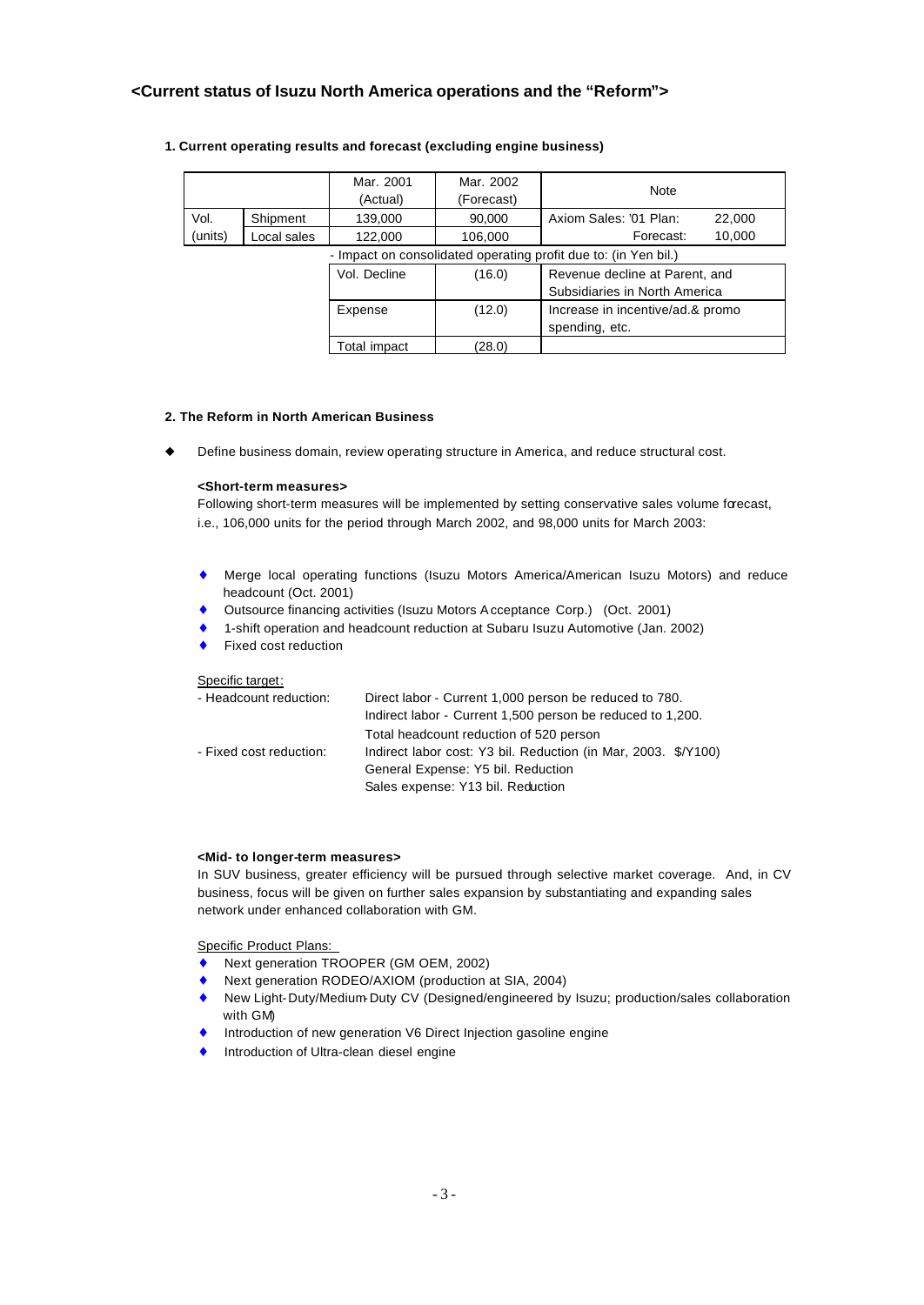## <Current status of Isuzu North America operations and the "Reform">

### 1. Current operating results and forecast (excluding engine business)

| | | Mar. 2001 (Actual) | Mar. 2002 (Forecast) | Note |
|---|---|---|---|---|
| Vol. (units) | Shipment | 139,000 | 90,000 | Axiom Sales: '01 Plan: 22,000 |
| | Local sales | 122,000 | 106,000 | Forecast: 10,000 |

- Impact on consolidated operating profit due to: (in Yen bil.)

| | | |
|---|---|---|
| Vol. Decline | (16.0) | Revenue decline at Parent, and Subsidiaries in North America |
| Expense | (12.0) | Increase in incentive/ad.& promo spending, etc. |
| Total impact | (28.0) | |

### 2. The Reform in North American Business

- Define business domain, review operating structure in America, and reduce structural cost.

**<Short-term measures>**

Following short-term measures will be implemented by setting conservative sales volume forecast, i.e., 106,000 units for the period through March 2002, and 98,000 units for March 2003:

- Merge local operating functions (Isuzu Motors America/American Isuzu Motors) and reduce headcount (Oct. 2001)
- Outsource financing activities (Isuzu Motors Acceptance Corp.) (Oct. 2001)
- 1-shift operation and headcount reduction at Subaru Isuzu Automotive (Jan. 2002)
- Fixed cost reduction

Specific target:

| | |
|---|---|
| - Headcount reduction: | Direct labor - Current 1,000 person be reduced to 780. |
| | Indirect labor - Current 1,500 person be reduced to 1,200. |
| | Total headcount reduction of 520 person |
| - Fixed cost reduction: | Indirect labor cost: Y3 bil. Reduction (in Mar, 2003. $/Y100) |
| | General Expense: Y5 bil. Reduction |
| | Sales expense: Y13 bil. Reduction |

**<Mid- to longer-term measures>**

In SUV business, greater efficiency will be pursued through selective market coverage. And, in CV business, focus will be given on further sales expansion by substantiating and expanding sales network under enhanced collaboration with GM.

Specific Product Plans:

- Next generation TROOPER (GM OEM, 2002)
- Next generation RODEO/AXIOM (production at SIA, 2004)
- New Light-Duty/Medium-Duty CV (Designed/engineered by Isuzu; production/sales collaboration with GM)
- Introduction of new generation V6 Direct Injection gasoline engine
- Introduction of Ultra-clean diesel engine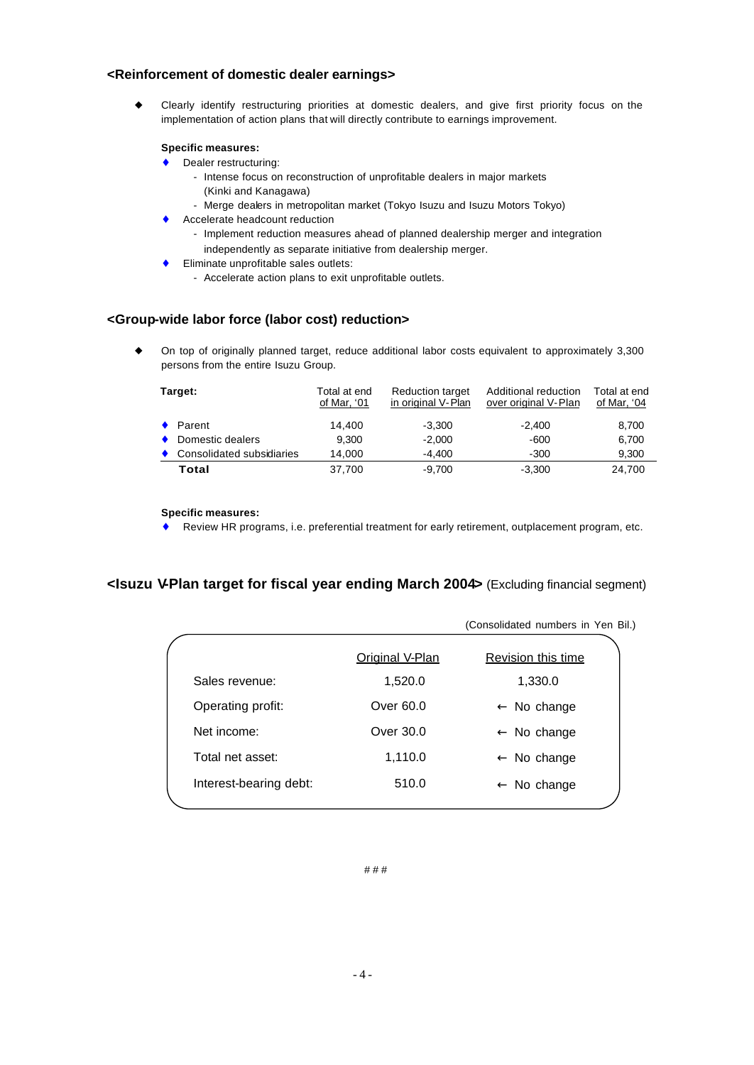## <Reinforcement of domestic dealer earnings>

- Clearly identify restructuring priorities at domestic dealers, and give first priority focus on the implementation of action plans that will directly contribute to earnings improvement.

**Specific measures:**

- Dealer restructuring:
  - Intense focus on reconstruction of unprofitable dealers in major markets (Kinki and Kanagawa)
  - Merge dealers in metropolitan market (Tokyo Isuzu and Isuzu Motors Tokyo)
- Accelerate headcount reduction
  - Implement reduction measures ahead of planned dealership merger and integration independently as separate initiative from dealership merger.
- Eliminate unprofitable sales outlets:
  - Accelerate action plans to exit unprofitable outlets.

## <Group-wide labor force (labor cost) reduction>

- On top of originally planned target, reduce additional labor costs equivalent to approximately 3,300 persons from the entire Isuzu Group.

| Target: | Total at end of Mar, '01 | Reduction target in original V-Plan | Additional reduction over original V-Plan | Total at end of Mar, '04 |
|---|---|---|---|---|
| Parent | 14,400 | -3,300 | -2,400 | 8,700 |
| Domestic dealers | 9,300 | -2,000 | -600 | 6,700 |
| Consolidated subsidiaries | 14,000 | -4,400 | -300 | 9,300 |
| **Total** | 37,700 | -9,700 | -3,300 | 24,700 |

**Specific measures:**

- Review HR programs, i.e. preferential treatment for early retirement, outplacement program, etc.

## <Isuzu V-Plan target for fiscal year ending March 2004> (Excluding financial segment)

(Consolidated numbers in Yen Bil.)

| | Original V-Plan | Revision this time |
|---|---|---|
| Sales revenue: | 1,520.0 | 1,330.0 |
| Operating profit: | Over 60.0 | ← No change |
| Net income: | Over 30.0 | ← No change |
| Total net asset: | 1,110.0 | ← No change |
| Interest-bearing debt: | 510.0 | ← No change |

###